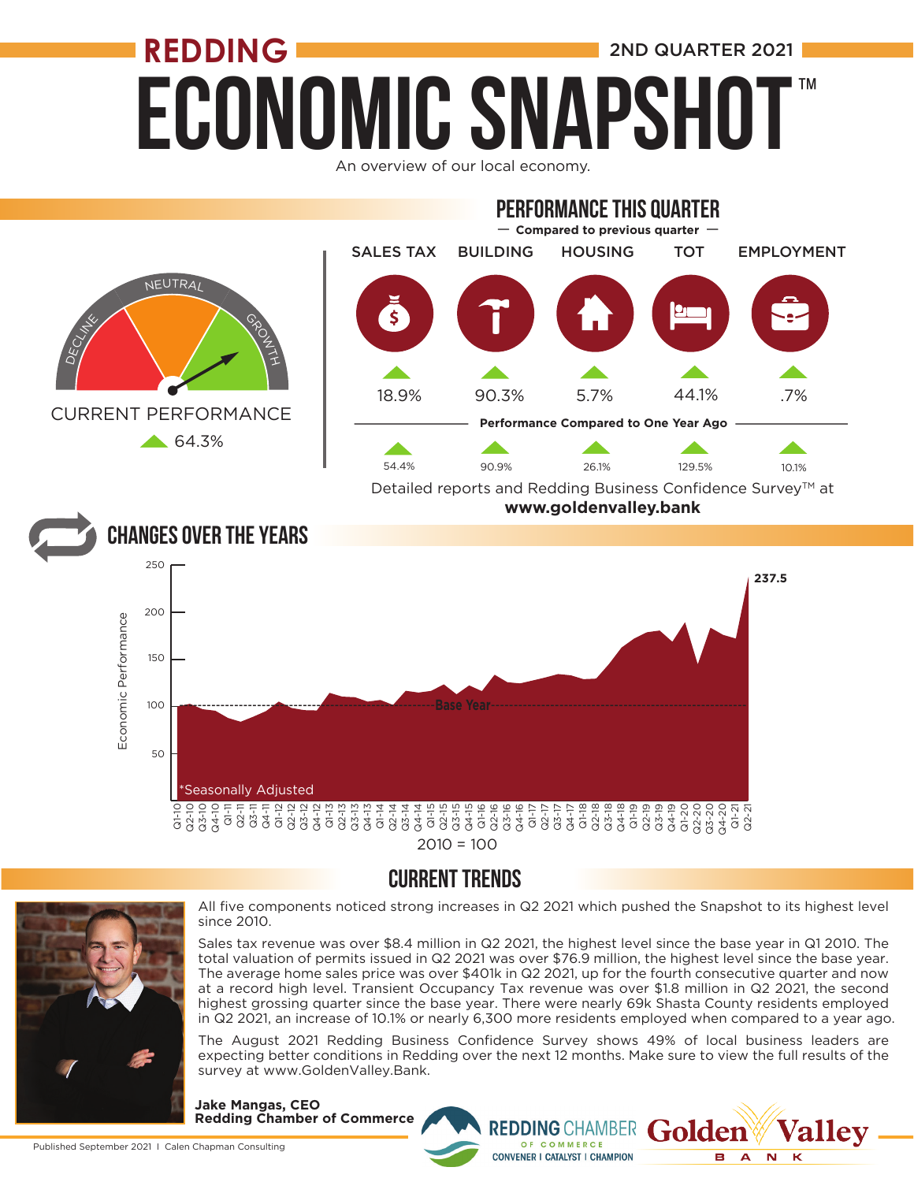# REDDING ECONOMIC SNAPSHOT™

2ND QUARTER 2021

An overview of our local economy.

CURRENT PERFORMANCE

▲ 64.3%

## PERFORMANCE THIS QUARTER

— Compared to previous quarter —

| | SALES TAX | BUILDING | HOUSING | TOT | EMPLOYMENT |
|---|---|---|---|---|---|
| Compared to previous quarter | ▲ 18.9% | ▲ 90.3% | ▲ 5.7% | ▲ 44.1% | ▲ .7% |
| Performance Compared to One Year Ago | ▲ 54.4% | ▲ 90.9% | ▲ 26.1% | ▲ 129.5% | ▲ 10.1% |

Detailed reports and Redding Business Confidence Survey™ at **www.goldenvalley.bank**

## CHANGES OVER THE YEARS

Economic Performance: 237.5 (Q2-21)

Base Year

*Seasonally Adjusted

2010 = 100

## CURRENT TRENDS

All five components noticed strong increases in Q2 2021 which pushed the Snapshot to its highest level since 2010.

Sales tax revenue was over $8.4 million in Q2 2021, the highest level since the base year in Q1 2010. The total valuation of permits issued in Q2 2021 was over $76.9 million, the highest level since the base year. The average home sales price was over $401k in Q2 2021, up for the fourth consecutive quarter and now at a record high level. Transient Occupancy Tax revenue was over $1.8 million in Q2 2021, the second highest grossing quarter since the base year. There were nearly 69k Shasta County residents employed in Q2 2021, an increase of 10.1% or nearly 6,300 more residents employed when compared to a year ago.

The August 2021 Redding Business Confidence Survey shows 49% of local business leaders are expecting better conditions in Redding over the next 12 months. Make sure to view the full results of the survey at www.GoldenValley.Bank.

**Jake Mangas, CEO**
**Redding Chamber of Commerce**

REDDING CHAMBER OF COMMERCE — CONVENER | CATALYST | CHAMPION

Golden Valley BANK

Published September 2021 | Calen Chapman Consulting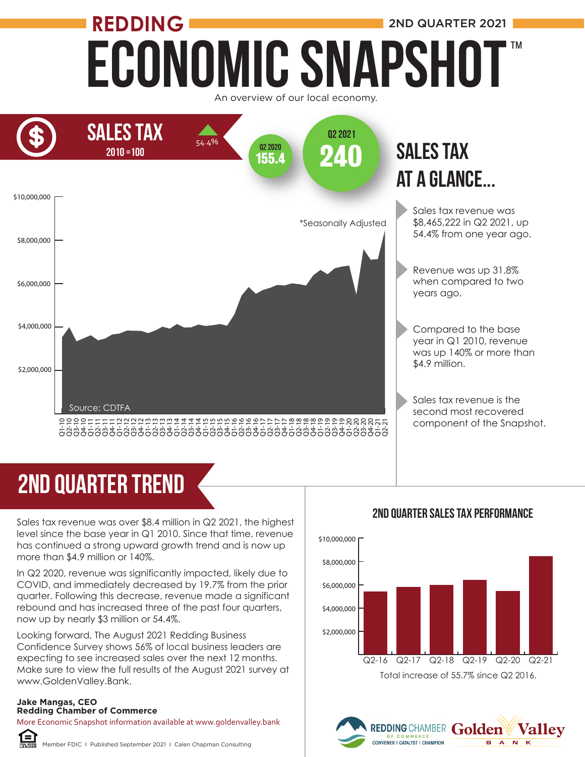# REDDING ECONOMIC SNAPSHOT™

2ND QUARTER 2021

An overview of our local economy.

## SALES TAX

2010 = 100

▲ 54.4%

Q2 2020: **155.4**

Q2 2021: **240**

*Seasonally Adjusted

Source: CDTFA

## SALES TAX AT A GLANCE...

- Sales tax revenue was $8,465,222 in Q2 2021, up 54.4% from one year ago.
- Revenue was up 31.8% when compared to two years ago.
- Compared to the base year in Q1 2010, revenue was up 140% or more than $4.9 million.
- Sales tax revenue is the second most recovered component of the Snapshot.

## 2ND QUARTER TREND

Sales tax revenue was over $8.4 million in Q2 2021, the highest level since the base year in Q1 2010. Since that time, revenue has continued a strong upward growth trend and is now up more than $4.9 million or 140%.

In Q2 2020, revenue was significantly impacted, likely due to COVID, and immediately decreased by 19.7% from the prior quarter. Following this decrease, revenue made a significant rebound and has increased three of the past four quarters, now up by nearly $3 million or 54.4%.

Looking forward, The August 2021 Redding Business Confidence Survey shows 56% of local business leaders are expecting to see increased sales over the next 12 months. Make sure to view the full results of the August 2021 survey at www.GoldenValley.Bank.

**Jake Mangas, CEO**
**Redding Chamber of Commerce**

More Economic Snapshot information available at www.goldenvalley.bank

### 2ND QUARTER SALES TAX PERFORMANCE

Total increase of 55.7% since Q2 2016.

Member FDIC | Published September 2021 | Calen Chapman Consulting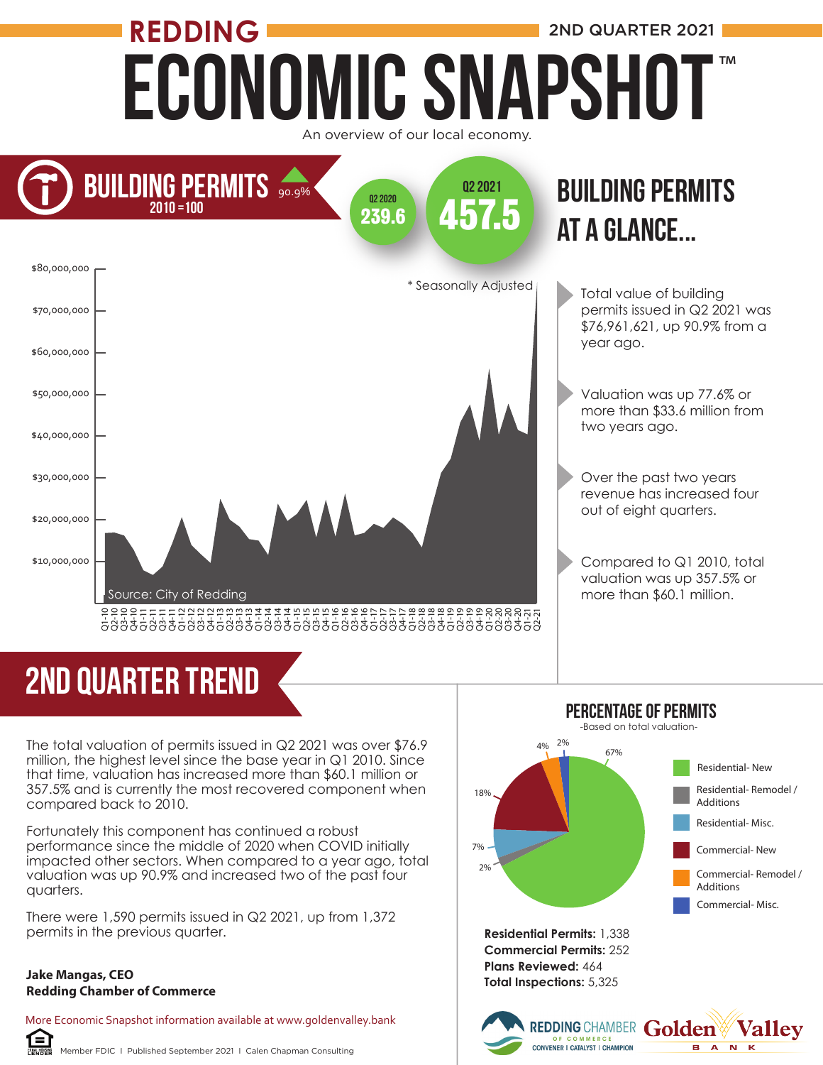REDDING

2ND QUARTER 2021

# ECONOMIC SNAPSHOT™

An overview of our local economy.

## BUILDING PERMITS 90.9%

2010 = 100

Q2 2020 **239.6**

Q2 2021 **457.5**

\* Seasonally Adjusted

Source: City of Redding

## BUILDING PERMITS AT A GLANCE...

- Total value of building permits issued in Q2 2021 was $76,961,621, up 90.9% from a year ago.
- Valuation was up 77.6% or more than $33.6 million from two years ago.
- Over the past two years revenue has increased four out of eight quarters.
- Compared to Q1 2010, total valuation was up 357.5% or more than $60.1 million.

## 2ND QUARTER TREND

The total valuation of permits issued in Q2 2021 was over $76.9 million, the highest level since the base year in Q1 2010. Since that time, valuation has increased more than $60.1 million or 357.5% and is currently the most recovered component when compared back to 2010.

Fortunately this component has continued a robust performance since the middle of 2020 when COVID initially impacted other sectors. When compared to a year ago, total valuation was up 90.9% and increased two of the past four quarters.

There were 1,590 permits issued in Q2 2021, up from 1,372 permits in the previous quarter.

**Jake Mangas, CEO**
**Redding Chamber of Commerce**

## PERCENTAGE OF PERMITS

-Based on total valuation-

| Category | Percentage |
|---|---|
| Residential- New | 67% |
| Residential- Remodel / Additions | 2% |
| Residential- Misc. | 7% |
| Commercial- New | 18% |
| Commercial- Remodel / Additions | 4% |
| Commercial- Misc. | 2% |

**Residential Permits:** 1,338
**Commercial Permits:** 252
**Plans Reviewed:** 464
**Total Inspections:** 5,325

More Economic Snapshot information available at www.goldenvalley.bank

Member FDIC | Published September 2021 | Calen Chapman Consulting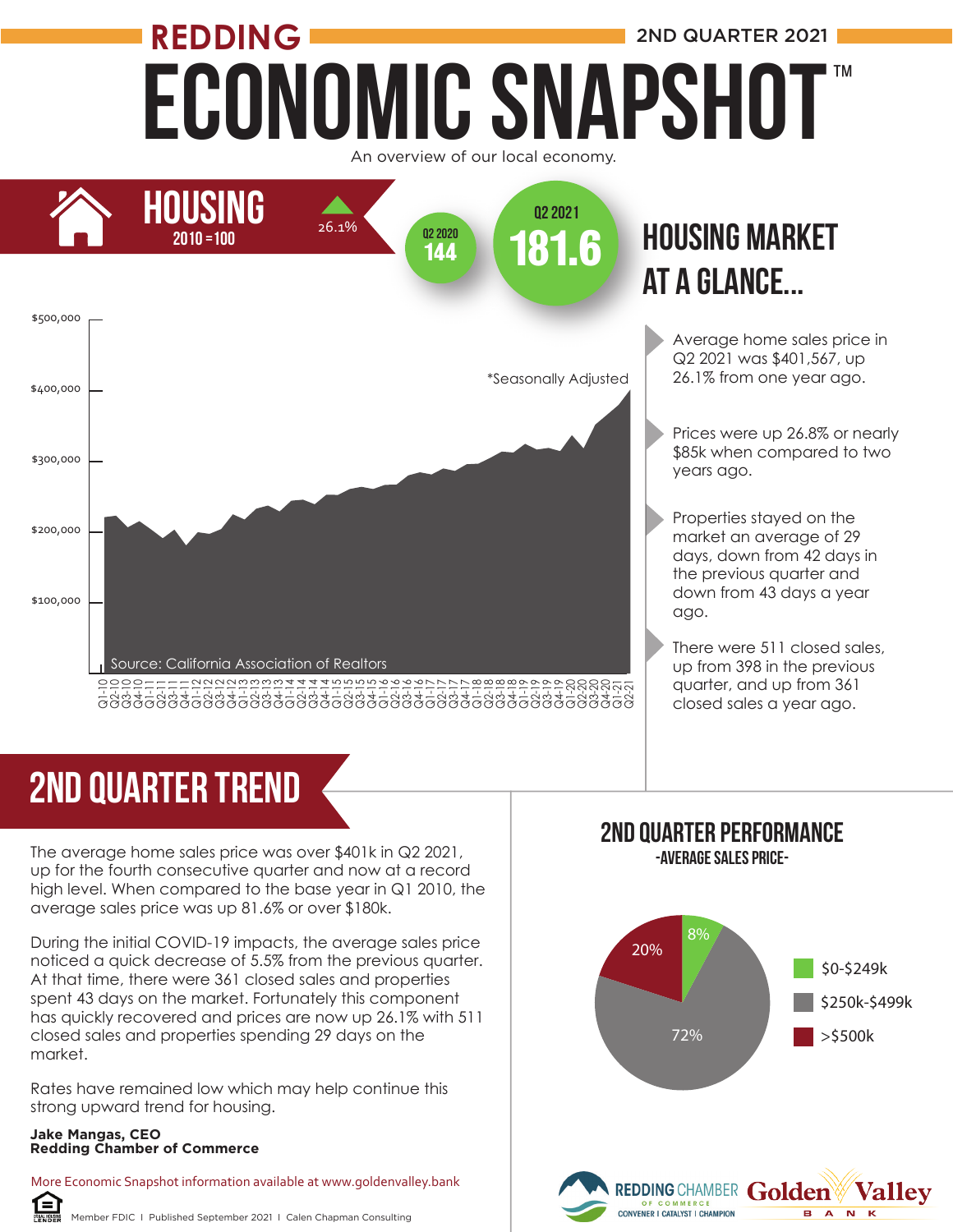# REDDING ECONOMIC SNAPSHOT™

**2ND QUARTER 2021**

An overview of our local economy.

## HOUSING

2010 = 100

▲ 26.1%

Q2 2020: 144

Q2 2021: 181.6

*Seasonally Adjusted

Source: California Association of Realtors

## HOUSING MARKET AT A GLANCE...

- Average home sales price in Q2 2021 was $401,567, up 26.1% from one year ago.
- Prices were up 26.8% or nearly $85k when compared to two years ago.
- Properties stayed on the market an average of 29 days, down from 42 days in the previous quarter and down from 43 days a year ago.
- There were 511 closed sales, up from 398 in the previous quarter, and up from 361 closed sales a year ago.

## 2ND QUARTER TREND

The average home sales price was over $401k in Q2 2021, up for the fourth consecutive quarter and now at a record high level. When compared to the base year in Q1 2010, the average sales price was up 81.6% or over $180k.

During the initial COVID-19 impacts, the average sales price noticed a quick decrease of 5.5% from the previous quarter. At that time, there were 361 closed sales and properties spent 43 days on the market. Fortunately this component has quickly recovered and prices are now up 26.1% with 511 closed sales and properties spending 29 days on the market.

Rates have remained low which may help continue this strong upward trend for housing.

**Jake Mangas, CEO**
**Redding Chamber of Commerce**

## 2ND QUARTER PERFORMANCE

-AVERAGE SALES PRICE-

| Price Range | Share |
|---|---|
| $0-$249k | 8% |
| $250k-$499k | 72% |
| >$500k | 20% |

More Economic Snapshot information available at www.goldenvalley.bank

Member FDIC | Published September 2021 | Calen Chapman Consulting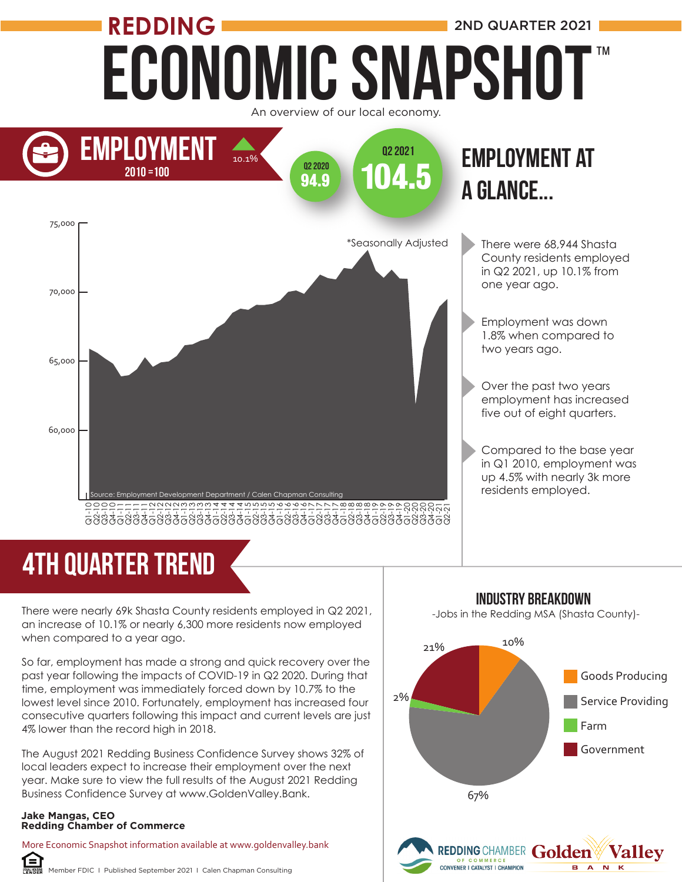# REDDING ECONOMIC SNAPSHOT™

2ND QUARTER 2021

An overview of our local economy.

## EMPLOYMENT

2010 = 100

10.1%

Q2 2020: 94.9

Q2 2021: 104.5

*Seasonally Adjusted

Source: Employment Development Department / Calen Chapman Consulting

## EMPLOYMENT AT A GLANCE...

- There were 68,944 Shasta County residents employed in Q2 2021, up 10.1% from one year ago.
- Employment was down 1.8% when compared to two years ago.
- Over the past two years employment has increased five out of eight quarters.
- Compared to the base year in Q1 2010, employment was up 4.5% with nearly 3k more residents employed.

## 4TH QUARTER TREND

There were nearly 69k Shasta County residents employed in Q2 2021, an increase of 10.1% or nearly 6,300 more residents now employed when compared to a year ago.

So far, employment has made a strong and quick recovery over the past year following the impacts of COVID-19 in Q2 2020. During that time, employment was immediately forced down by 10.7% to the lowest level since 2010. Fortunately, employment has increased four consecutive quarters following this impact and current levels are just 4% lower than the record high in 2018.

The August 2021 Redding Business Confidence Survey shows 32% of local leaders expect to increase their employment over the next year. Make sure to view the full results of the August 2021 Redding Business Confidence Survey at www.GoldenValley.Bank.

**Jake Mangas, CEO**
**Redding Chamber of Commerce**

### INDUSTRY BREAKDOWN

-Jobs in the Redding MSA (Shasta County)-

| Industry | Share |
|---|---|
| Goods Producing | 10% |
| Service Providing | 67% |
| Farm | 2% |
| Government | 21% |

More Economic Snapshot information available at www.goldenvalley.bank

Member FDIC | Published September 2021 | Calen Chapman Consulting

REDDING CHAMBER OF COMMERCE — CONVENER | CATALYST | CHAMPION

Golden Valley BANK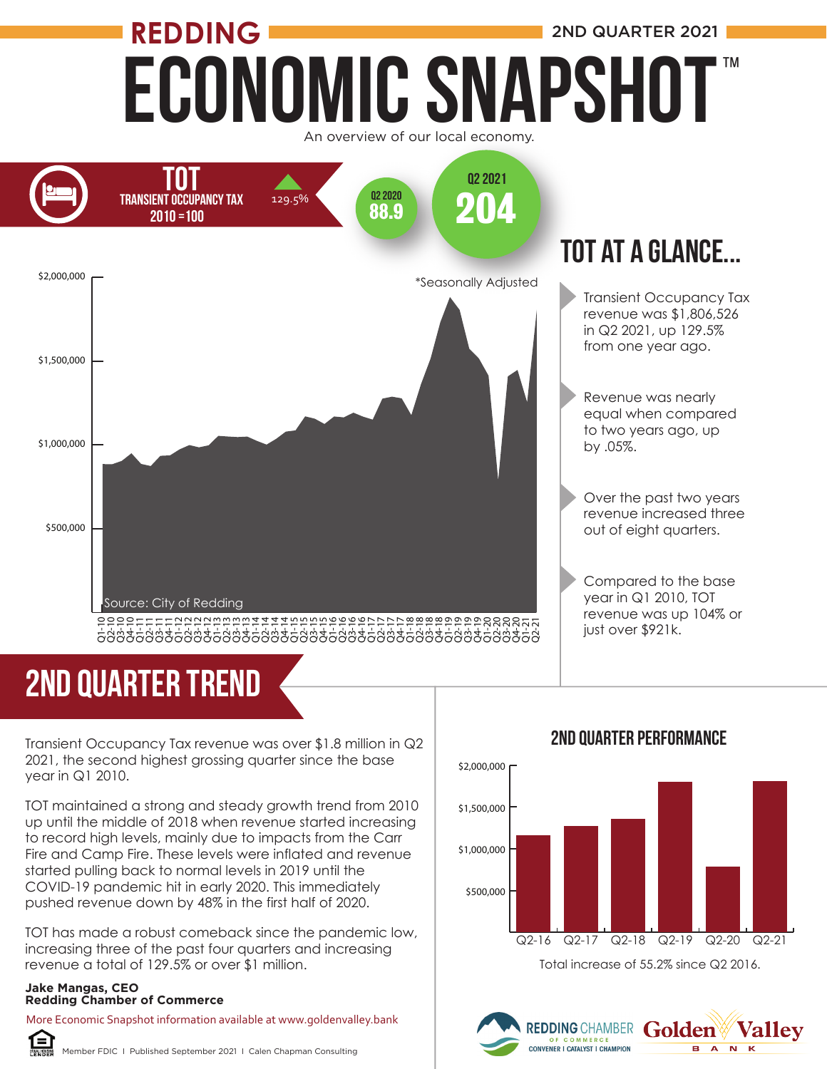# REDDING ECONOMIC SNAPSHOT™

2ND QUARTER 2021

An overview of our local economy.

## TOT

TRANSIENT OCCUPANCY TAX
2010 = 100

129.5%

Q2 2020
88.9

Q2 2021
204

$2,000,000
$1,500,000
$1,000,000
$500,000

*Seasonally Adjusted

Source: City of Redding

Q1-10 Q2-10 Q3-10 Q4-10 Q1-11 Q2-11 Q3-11 Q4-11 Q1-12 Q2-12 Q3-12 Q4-12 Q1-13 Q2-13 Q3-13 Q4-13 Q1-14 Q2-14 Q3-14 Q4-14 Q1-15 Q2-15 Q3-15 Q4-15 Q1-16 Q2-16 Q3-16 Q4-16 Q1-17 Q2-17 Q3-17 Q4-17 Q1-18 Q2-18 Q3-18 Q4-18 Q1-19 Q2-19 Q3-19 Q4-19 Q1-20 Q2-20 Q3-20 Q4-20 Q1-21 Q2-21

## TOT AT A GLANCE...

- Transient Occupancy Tax revenue was $1,806,526 in Q2 2021, up 129.5% from one year ago.
- Revenue was nearly equal when compared to two years ago, up by .05%.
- Over the past two years revenue increased three out of eight quarters.
- Compared to the base year in Q1 2010, TOT revenue was up 104% or just over $921k.

## 2ND QUARTER TREND

Transient Occupancy Tax revenue was over $1.8 million in Q2 2021, the second highest grossing quarter since the base year in Q1 2010.

TOT maintained a strong and steady growth trend from 2010 up until the middle of 2018 when revenue started increasing to record high levels, mainly due to impacts from the Carr Fire and Camp Fire. These levels were inflated and revenue started pulling back to normal levels in 2019 until the COVID-19 pandemic hit in early 2020. This immediately pushed revenue down by 48% in the first half of 2020.

TOT has made a robust comeback since the pandemic low, increasing three of the past four quarters and increasing revenue a total of 129.5% or over $1 million.

**Jake Mangas, CEO**
**Redding Chamber of Commerce**

### 2ND QUARTER PERFORMANCE

$2,000,000
$1,500,000
$1,000,000
$500,000

Q2-16 Q2-17 Q2-18 Q2-19 Q2-20 Q2-21

Total increase of 55.2% since Q2 2016.

More Economic Snapshot information available at www.goldenvalley.bank

Member FDIC | Published September 2021 | Calen Chapman Consulting

REDDING CHAMBER OF COMMERCE
CONVENER | CATALYST | CHAMPION

Golden Valley BANK